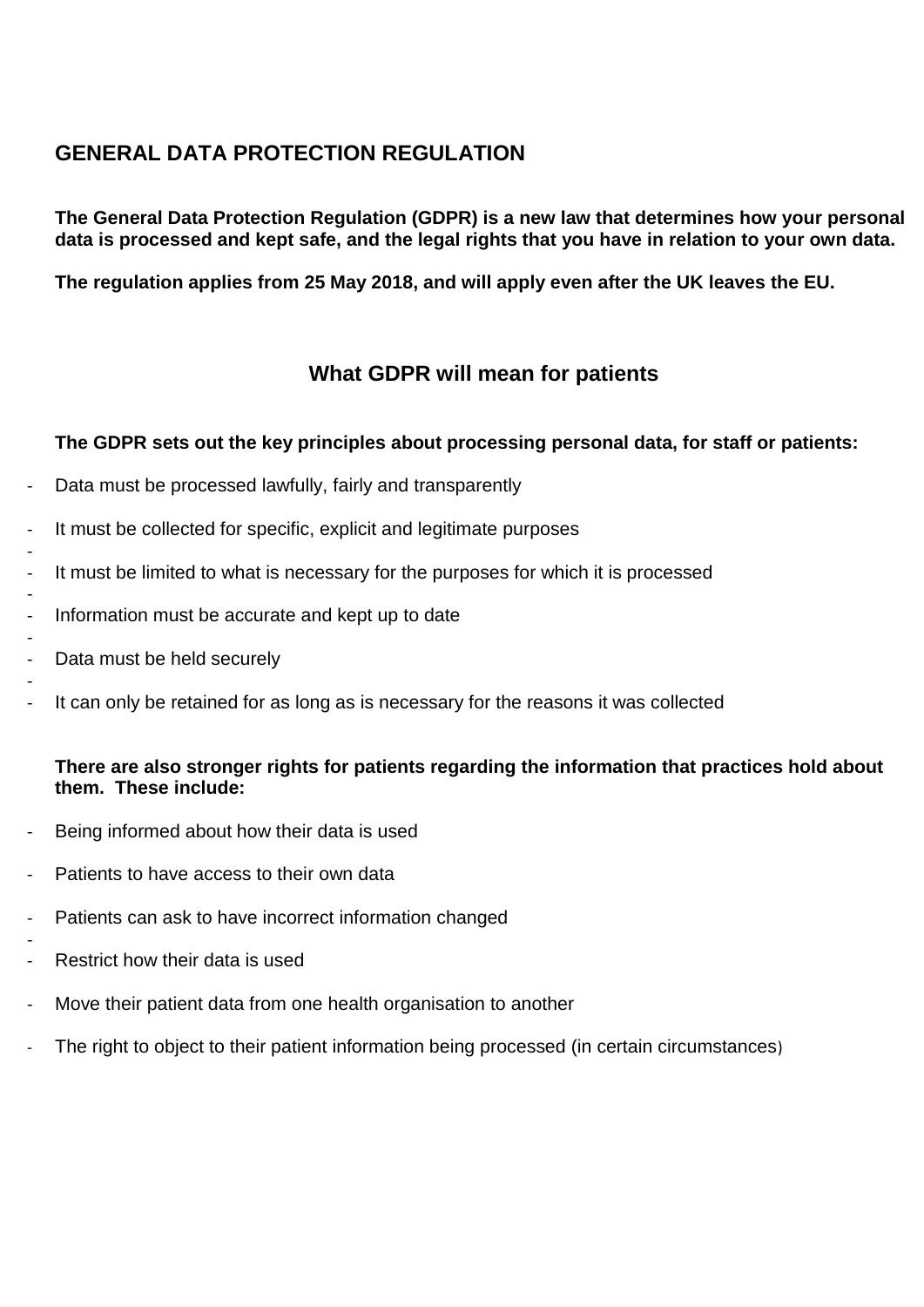# GENERAL DATA PROTECTION REGULATION

**The General Data Protection Regulation (GDPR) is a new law that determines how your personal data is processed and kept safe, and the legal rights that you have in relation to your own data.**

**The regulation applies from 25 May 2018, and will apply even after the UK leaves the EU.**

## What GDPR will mean for patients

**The GDPR sets out the key principles about processing personal data, for staff or patients:**

- Data must be processed lawfully, fairly and transparently
- It must be collected for specific, explicit and legitimate purposes
- It must be limited to what is necessary for the purposes for which it is processed
- Information must be accurate and kept up to date
- Data must be held securely
- It can only be retained for as long as is necessary for the reasons it was collected

**There are also stronger rights for patients regarding the information that practices hold about them. These include:**

- Being informed about how their data is used
- Patients to have access to their own data
- Patients can ask to have incorrect information changed
- Restrict how their data is used
- Move their patient data from one health organisation to another
- The right to object to their patient information being processed (in certain circumstances)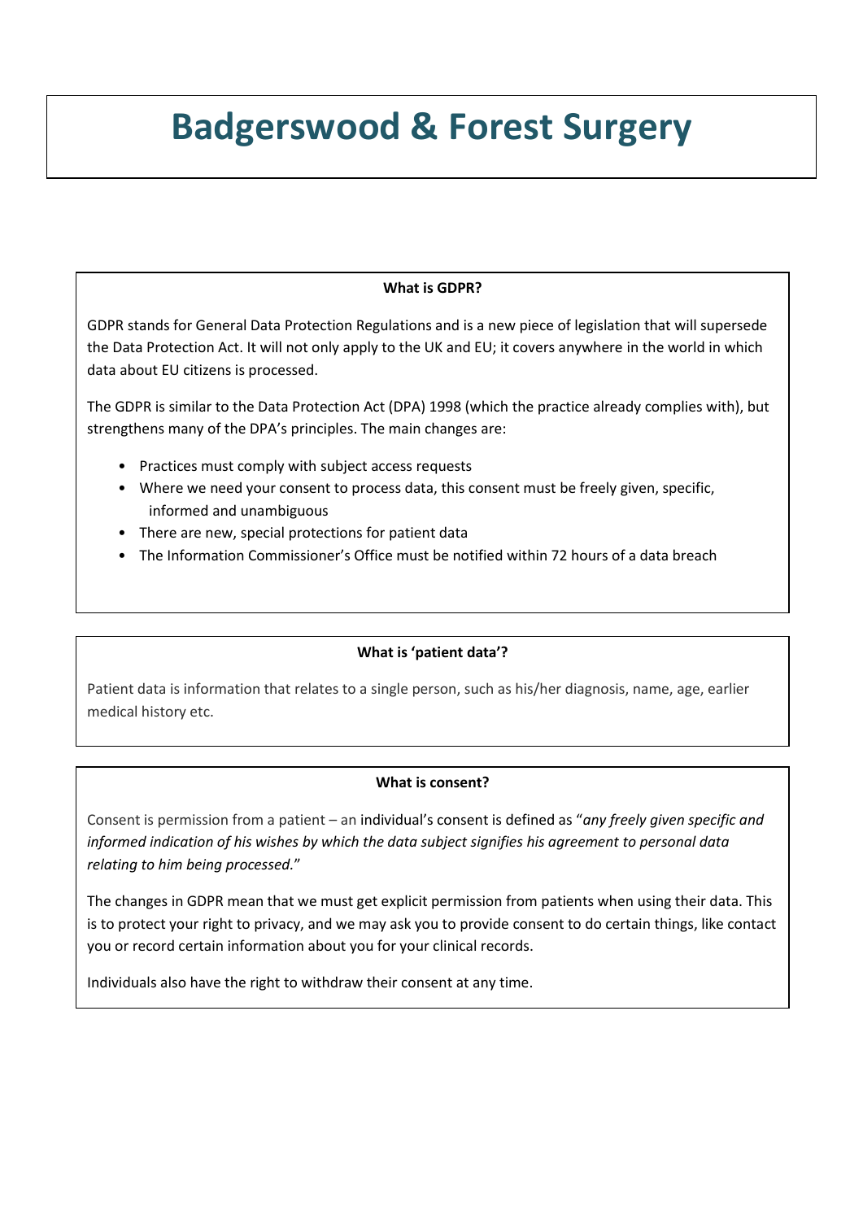# Badgerswood & Forest Surgery

### What is GDPR?

GDPR stands for General Data Protection Regulations and is a new piece of legislation that will supersede the Data Protection Act. It will not only apply to the UK and EU; it covers anywhere in the world in which data about EU citizens is processed.

The GDPR is similar to the Data Protection Act (DPA) 1998 (which the practice already complies with), but strengthens many of the DPA's principles. The main changes are:

- Practices must comply with subject access requests
- Where we need your consent to process data, this consent must be freely given, specific, informed and unambiguous
- There are new, special protections for patient data
- The Information Commissioner's Office must be notified within 72 hours of a data breach

### What is 'patient data'?

Patient data is information that relates to a single person, such as his/her diagnosis, name, age, earlier medical history etc.

### What is consent?

Consent is permission from a patient – an individual's consent is defined as "*any freely given specific and informed indication of his wishes by which the data subject signifies his agreement to personal data relating to him being processed.*"

The changes in GDPR mean that we must get explicit permission from patients when using their data. This is to protect your right to privacy, and we may ask you to provide consent to do certain things, like contact you or record certain information about you for your clinical records.

Individuals also have the right to withdraw their consent at any time.